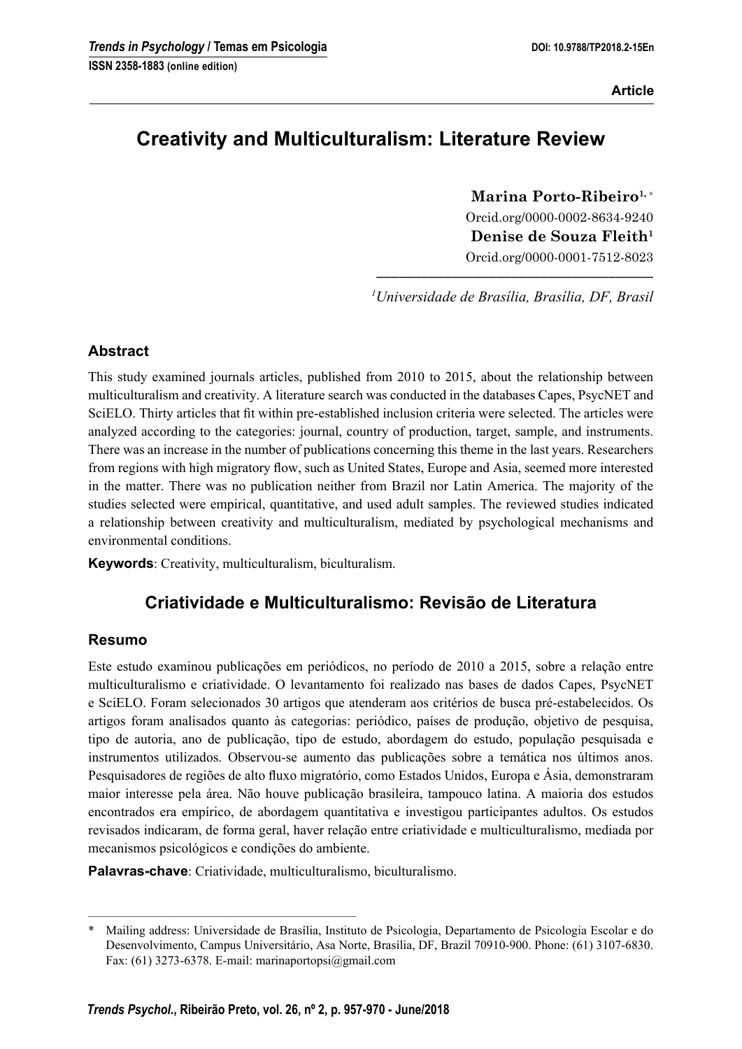Article

# Creativity and Multiculturalism: Literature Review

**Marina Porto-Ribeiro**[1,*]
Orcid.org/0000-0002-8634-9240
**Denise de Souza Fleith**[1]
Orcid.org/0000-0001-7512-8023

[1]*Universidade de Brasília, Brasília, DF, Brasil*

## Abstract

This study examined journals articles, published from 2010 to 2015, about the relationship between multiculturalism and creativity. A literature search was conducted in the databases Capes, PsycNET and SciELO. Thirty articles that fit within pre-established inclusion criteria were selected. The articles were analyzed according to the categories: journal, country of production, target, sample, and instruments. There was an increase in the number of publications concerning this theme in the last years. Researchers from regions with high migratory flow, such as United States, Europe and Asia, seemed more interested in the matter. There was no publication neither from Brazil nor Latin America. The majority of the studies selected were empirical, quantitative, and used adult samples. The reviewed studies indicated a relationship between creativity and multiculturalism, mediated by psychological mechanisms and environmental conditions.

**Keywords**: Creativity, multiculturalism, biculturalism.

# Criatividade e Multiculturalismo: Revisão de Literatura

## Resumo

Este estudo examinou publicações em periódicos, no período de 2010 a 2015, sobre a relação entre multiculturalismo e criatividade. O levantamento foi realizado nas bases de dados Capes, PsycNET e SciELO. Foram selecionados 30 artigos que atenderam aos critérios de busca pré-estabelecidos. Os artigos foram analisados quanto às categorias: periódico, países de produção, objetivo de pesquisa, tipo de autoria, ano de publicação, tipo de estudo, abordagem do estudo, população pesquisada e instrumentos utilizados. Observou-se aumento das publicações sobre a temática nos últimos anos. Pesquisadores de regiões de alto fluxo migratório, como Estados Unidos, Europa e Ásia, demonstraram maior interesse pela área. Não houve publicação brasileira, tampouco latina. A maioria dos estudos encontrados era empírico, de abordagem quantitativa e investigou participantes adultos. Os estudos revisados indicaram, de forma geral, haver relação entre criatividade e multiculturalismo, mediada por mecanismos psicológicos e condições do ambiente.

**Palavras-chave**: Criatividade, multiculturalismo, biculturalismo.

---

\* Mailing address: Universidade de Brasília, Instituto de Psicologia, Departamento de Psicologia Escolar e do Desenvolvimento, Campus Universitário, Asa Norte, Brasília, DF, Brazil 70910-900. Phone: (61) 3107-6830. Fax: (61) 3273-6378. E-mail: marinaportopsi@gmail.com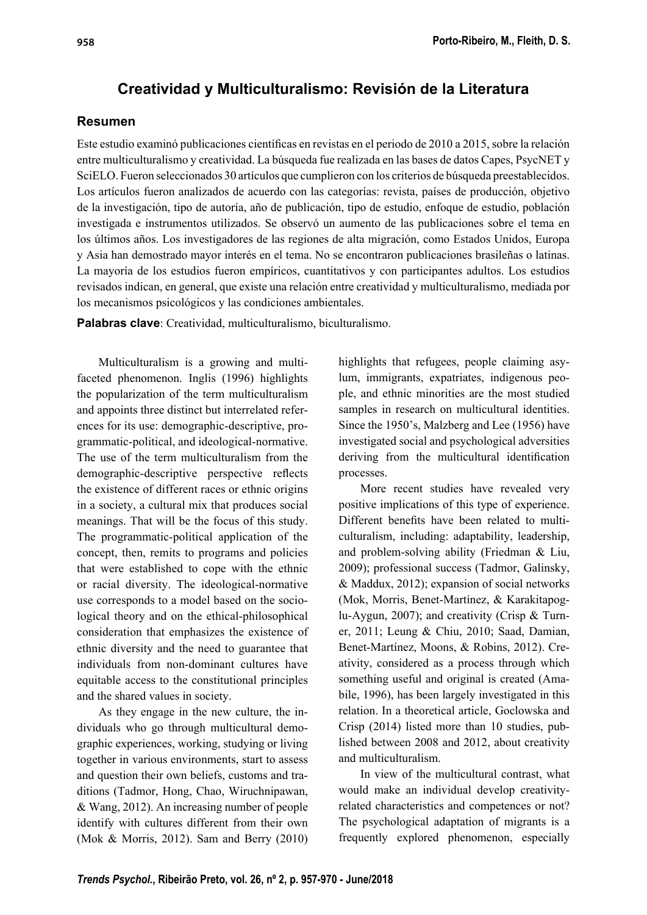## Creatividad y Multiculturalismo: Revisión de la Literatura

### Resumen

Este estudio examinó publicaciones científicas en revistas en el periodo de 2010 a 2015, sobre la relación entre multiculturalismo y creatividad. La búsqueda fue realizada en las bases de datos Capes, PsycNET y SciELO. Fueron seleccionados 30 artículos que cumplieron con los criterios de búsqueda preestablecidos. Los artículos fueron analizados de acuerdo con las categorías: revista, países de producción, objetivo de la investigación, tipo de autoría, año de publicación, tipo de estudio, enfoque de estudio, población investigada e instrumentos utilizados. Se observó un aumento de las publicaciones sobre el tema en los últimos años. Los investigadores de las regiones de alta migración, como Estados Unidos, Europa y Asia han demostrado mayor interés en el tema. No se encontraron publicaciones brasileñas o latinas. La mayoría de los estudios fueron empíricos, cuantitativos y con participantes adultos. Los estudios revisados indican, en general, que existe una relación entre creatividad y multiculturalismo, mediada por los mecanismos psicológicos y las condiciones ambientales.

**Palabras clave**: Creatividad, multiculturalismo, biculturalismo.

Multiculturalism is a growing and multi-faceted phenomenon. Inglis (1996) highlights the popularization of the term multiculturalism and appoints three distinct but interrelated references for its use: demographic-descriptive, programmatic-political, and ideological-normative. The use of the term multiculturalism from the demographic-descriptive perspective reflects the existence of different races or ethnic origins in a society, a cultural mix that produces social meanings. That will be the focus of this study. The programmatic-political application of the concept, then, remits to programs and policies that were established to cope with the ethnic or racial diversity. The ideological-normative use corresponds to a model based on the sociological theory and on the ethical-philosophical consideration that emphasizes the existence of ethnic diversity and the need to guarantee that individuals from non-dominant cultures have equitable access to the constitutional principles and the shared values in society.

As they engage in the new culture, the individuals who go through multicultural demographic experiences, working, studying or living together in various environments, start to assess and question their own beliefs, customs and traditions (Tadmor, Hong, Chao, Wiruchnipawan, & Wang, 2012). An increasing number of people identify with cultures different from their own (Mok & Morris, 2012). Sam and Berry (2010) highlights that refugees, people claiming asylum, immigrants, expatriates, indigenous people, and ethnic minorities are the most studied samples in research on multicultural identities. Since the 1950's, Malzberg and Lee (1956) have investigated social and psychological adversities deriving from the multicultural identification processes.

More recent studies have revealed very positive implications of this type of experience. Different benefits have been related to multiculturalism, including: adaptability, leadership, and problem-solving ability (Friedman & Liu, 2009); professional success (Tadmor, Galinsky, & Maddux, 2012); expansion of social networks (Mok, Morris, Benet-Martínez, & Karakitapoglu-Aygun, 2007); and creativity (Crisp & Turner, 2011; Leung & Chiu, 2010; Saad, Damian, Benet-Martínez, Moons, & Robins, 2012). Creativity, considered as a process through which something useful and original is created (Amabile, 1996), has been largely investigated in this relation. In a theoretical article, Goclowska and Crisp (2014) listed more than 10 studies, published between 2008 and 2012, about creativity and multiculturalism.

In view of the multicultural contrast, what would make an individual develop creativity-related characteristics and competences or not? The psychological adaptation of migrants is a frequently explored phenomenon, especially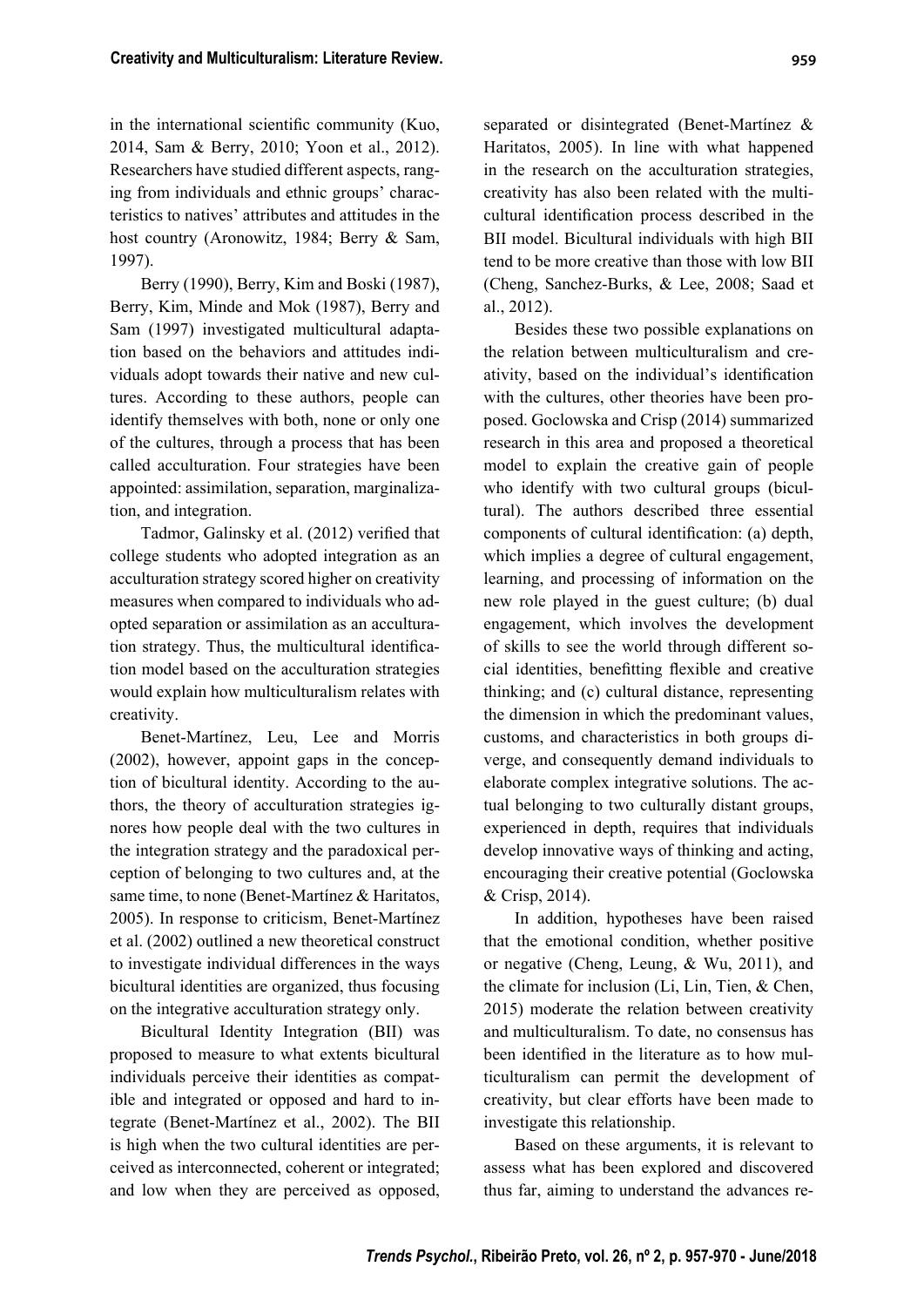in the international scientific community (Kuo, 2014, Sam & Berry, 2010; Yoon et al., 2012). Researchers have studied different aspects, ranging from individuals and ethnic groups' characteristics to natives' attributes and attitudes in the host country (Aronowitz, 1984; Berry & Sam, 1997).

Berry (1990), Berry, Kim and Boski (1987), Berry, Kim, Minde and Mok (1987), Berry and Sam (1997) investigated multicultural adaptation based on the behaviors and attitudes individuals adopt towards their native and new cultures. According to these authors, people can identify themselves with both, none or only one of the cultures, through a process that has been called acculturation. Four strategies have been appointed: assimilation, separation, marginalization, and integration.

Tadmor, Galinsky et al. (2012) verified that college students who adopted integration as an acculturation strategy scored higher on creativity measures when compared to individuals who adopted separation or assimilation as an acculturation strategy. Thus, the multicultural identification model based on the acculturation strategies would explain how multiculturalism relates with creativity.

Benet-Martínez, Leu, Lee and Morris (2002), however, appoint gaps in the conception of bicultural identity. According to the authors, the theory of acculturation strategies ignores how people deal with the two cultures in the integration strategy and the paradoxical perception of belonging to two cultures and, at the same time, to none (Benet-Martínez & Haritatos, 2005). In response to criticism, Benet-Martínez et al. (2002) outlined a new theoretical construct to investigate individual differences in the ways bicultural identities are organized, thus focusing on the integrative acculturation strategy only.

Bicultural Identity Integration (BII) was proposed to measure to what extents bicultural individuals perceive their identities as compatible and integrated or opposed and hard to integrate (Benet-Martínez et al., 2002). The BII is high when the two cultural identities are perceived as interconnected, coherent or integrated; and low when they are perceived as opposed, separated or disintegrated (Benet-Martínez & Haritatos, 2005). In line with what happened in the research on the acculturation strategies, creativity has also been related with the multicultural identification process described in the BII model. Bicultural individuals with high BII tend to be more creative than those with low BII (Cheng, Sanchez-Burks, & Lee, 2008; Saad et al., 2012).

Besides these two possible explanations on the relation between multiculturalism and creativity, based on the individual's identification with the cultures, other theories have been proposed. Goclowska and Crisp (2014) summarized research in this area and proposed a theoretical model to explain the creative gain of people who identify with two cultural groups (bicultural). The authors described three essential components of cultural identification: (a) depth, which implies a degree of cultural engagement, learning, and processing of information on the new role played in the guest culture; (b) dual engagement, which involves the development of skills to see the world through different social identities, benefitting flexible and creative thinking; and (c) cultural distance, representing the dimension in which the predominant values, customs, and characteristics in both groups diverge, and consequently demand individuals to elaborate complex integrative solutions. The actual belonging to two culturally distant groups, experienced in depth, requires that individuals develop innovative ways of thinking and acting, encouraging their creative potential (Goclowska & Crisp, 2014).

In addition, hypotheses have been raised that the emotional condition, whether positive or negative (Cheng, Leung, & Wu, 2011), and the climate for inclusion (Li, Lin, Tien, & Chen, 2015) moderate the relation between creativity and multiculturalism. To date, no consensus has been identified in the literature as to how multiculturalism can permit the development of creativity, but clear efforts have been made to investigate this relationship.

Based on these arguments, it is relevant to assess what has been explored and discovered thus far, aiming to understand the advances re-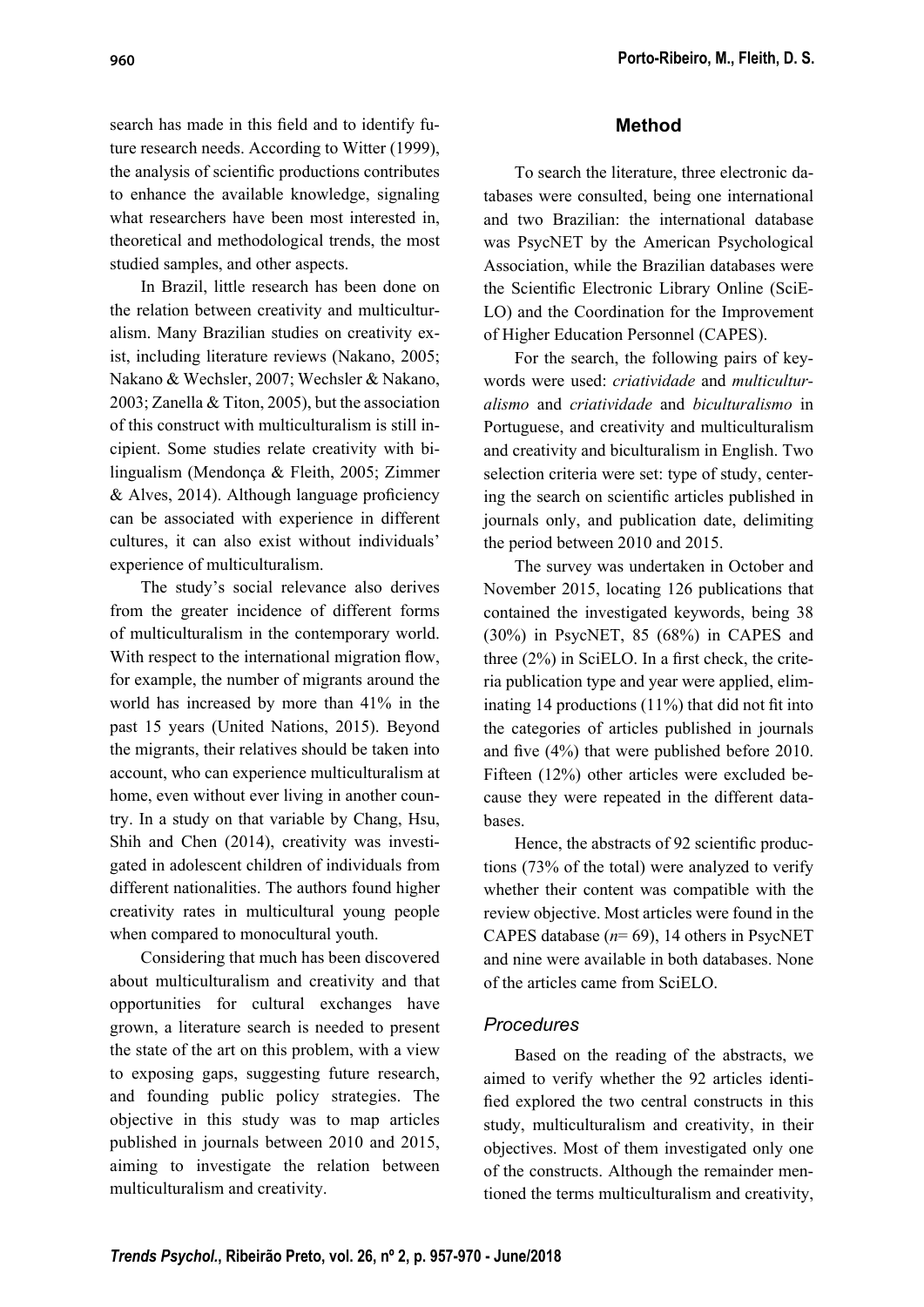search has made in this field and to identify future research needs. According to Witter (1999), the analysis of scientific productions contributes to enhance the available knowledge, signaling what researchers have been most interested in, theoretical and methodological trends, the most studied samples, and other aspects.

In Brazil, little research has been done on the relation between creativity and multiculturalism. Many Brazilian studies on creativity exist, including literature reviews (Nakano, 2005; Nakano & Wechsler, 2007; Wechsler & Nakano, 2003; Zanella & Titon, 2005), but the association of this construct with multiculturalism is still incipient. Some studies relate creativity with bilingualism (Mendonça & Fleith, 2005; Zimmer & Alves, 2014). Although language proficiency can be associated with experience in different cultures, it can also exist without individuals' experience of multiculturalism.

The study's social relevance also derives from the greater incidence of different forms of multiculturalism in the contemporary world. With respect to the international migration flow, for example, the number of migrants around the world has increased by more than 41% in the past 15 years (United Nations, 2015). Beyond the migrants, their relatives should be taken into account, who can experience multiculturalism at home, even without ever living in another country. In a study on that variable by Chang, Hsu, Shih and Chen (2014), creativity was investigated in adolescent children of individuals from different nationalities. The authors found higher creativity rates in multicultural young people when compared to monocultural youth.

Considering that much has been discovered about multiculturalism and creativity and that opportunities for cultural exchanges have grown, a literature search is needed to present the state of the art on this problem, with a view to exposing gaps, suggesting future research, and founding public policy strategies. The objective in this study was to map articles published in journals between 2010 and 2015, aiming to investigate the relation between multiculturalism and creativity.

## Method

To search the literature, three electronic databases were consulted, being one international and two Brazilian: the international database was PsycNET by the American Psychological Association, while the Brazilian databases were the Scientific Electronic Library Online (SciELO) and the Coordination for the Improvement of Higher Education Personnel (CAPES).

For the search, the following pairs of keywords were used: *criatividade* and *multiculturalismo* and *criatividade* and *biculturalismo* in Portuguese, and creativity and multiculturalism and creativity and biculturalism in English. Two selection criteria were set: type of study, centering the search on scientific articles published in journals only, and publication date, delimiting the period between 2010 and 2015.

The survey was undertaken in October and November 2015, locating 126 publications that contained the investigated keywords, being 38 (30%) in PsycNET, 85 (68%) in CAPES and three (2%) in SciELO. In a first check, the criteria publication type and year were applied, eliminating 14 productions (11%) that did not fit into the categories of articles published in journals and five (4%) that were published before 2010. Fifteen (12%) other articles were excluded because they were repeated in the different databases.

Hence, the abstracts of 92 scientific productions (73% of the total) were analyzed to verify whether their content was compatible with the review objective. Most articles were found in the CAPES database ($n$= 69), 14 others in PsycNET and nine were available in both databases. None of the articles came from SciELO.

### *Procedures*

Based on the reading of the abstracts, we aimed to verify whether the 92 articles identified explored the two central constructs in this study, multiculturalism and creativity, in their objectives. Most of them investigated only one of the constructs. Although the remainder mentioned the terms multiculturalism and creativity,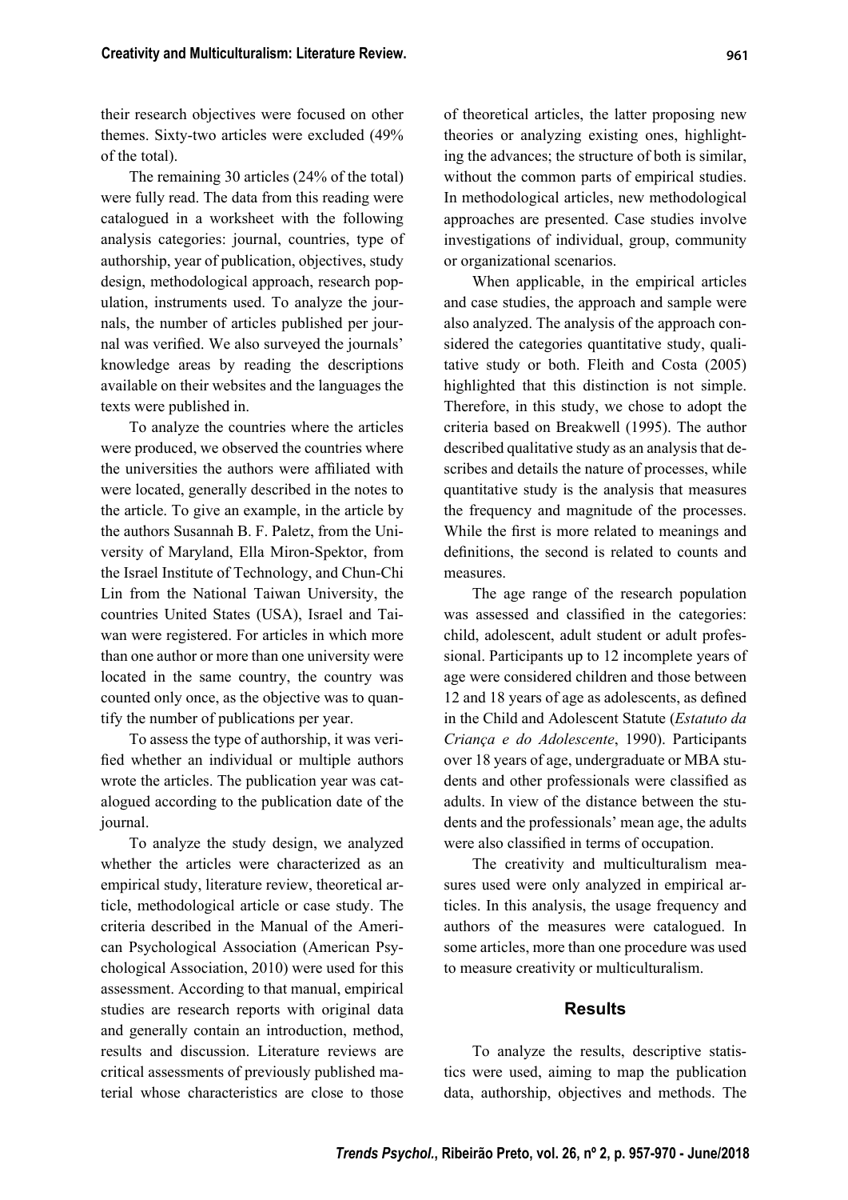their research objectives were focused on other themes. Sixty-two articles were excluded (49% of the total).

The remaining 30 articles (24% of the total) were fully read. The data from this reading were catalogued in a worksheet with the following analysis categories: journal, countries, type of authorship, year of publication, objectives, study design, methodological approach, research population, instruments used. To analyze the journals, the number of articles published per journal was verified. We also surveyed the journals' knowledge areas by reading the descriptions available on their websites and the languages the texts were published in.

To analyze the countries where the articles were produced, we observed the countries where the universities the authors were affiliated with were located, generally described in the notes to the article. To give an example, in the article by the authors Susannah B. F. Paletz, from the University of Maryland, Ella Miron-Spektor, from the Israel Institute of Technology, and Chun-Chi Lin from the National Taiwan University, the countries United States (USA), Israel and Taiwan were registered. For articles in which more than one author or more than one university were located in the same country, the country was counted only once, as the objective was to quantify the number of publications per year.

To assess the type of authorship, it was verified whether an individual or multiple authors wrote the articles. The publication year was catalogued according to the publication date of the journal.

To analyze the study design, we analyzed whether the articles were characterized as an empirical study, literature review, theoretical article, methodological article or case study. The criteria described in the Manual of the American Psychological Association (American Psychological Association, 2010) were used for this assessment. According to that manual, empirical studies are research reports with original data and generally contain an introduction, method, results and discussion. Literature reviews are critical assessments of previously published material whose characteristics are close to those of theoretical articles, the latter proposing new theories or analyzing existing ones, highlighting the advances; the structure of both is similar, without the common parts of empirical studies. In methodological articles, new methodological approaches are presented. Case studies involve investigations of individual, group, community or organizational scenarios.

When applicable, in the empirical articles and case studies, the approach and sample were also analyzed. The analysis of the approach considered the categories quantitative study, qualitative study or both. Fleith and Costa (2005) highlighted that this distinction is not simple. Therefore, in this study, we chose to adopt the criteria based on Breakwell (1995). The author described qualitative study as an analysis that describes and details the nature of processes, while quantitative study is the analysis that measures the frequency and magnitude of the processes. While the first is more related to meanings and definitions, the second is related to counts and measures.

The age range of the research population was assessed and classified in the categories: child, adolescent, adult student or adult professional. Participants up to 12 incomplete years of age were considered children and those between 12 and 18 years of age as adolescents, as defined in the Child and Adolescent Statute (*Estatuto da Criança e do Adolescente*, 1990). Participants over 18 years of age, undergraduate or MBA students and other professionals were classified as adults. In view of the distance between the students and the professionals' mean age, the adults were also classified in terms of occupation.

The creativity and multiculturalism measures used were only analyzed in empirical articles. In this analysis, the usage frequency and authors of the measures were catalogued. In some articles, more than one procedure was used to measure creativity or multiculturalism.

## Results

To analyze the results, descriptive statistics were used, aiming to map the publication data, authorship, objectives and methods. The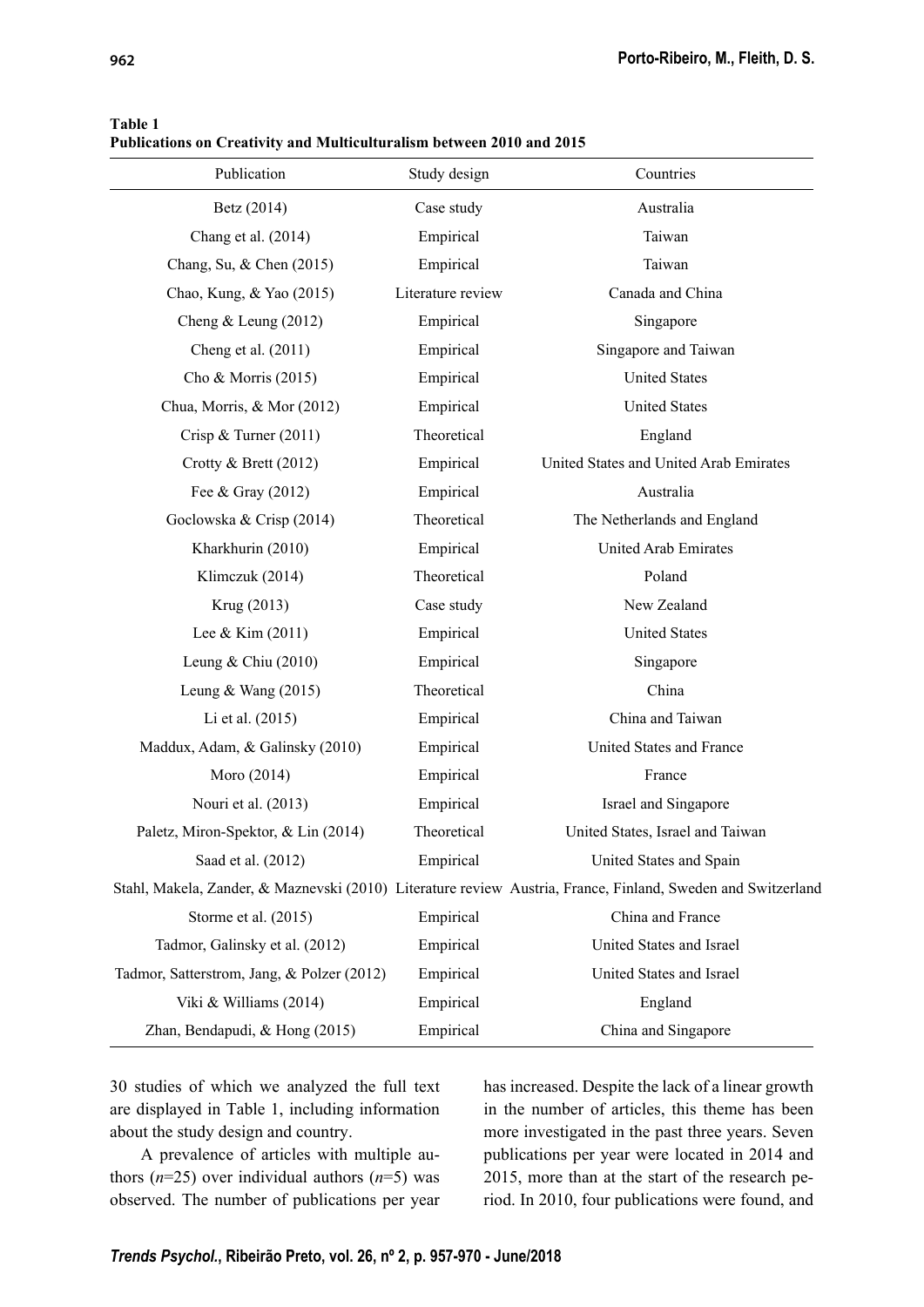**Table 1**
**Publications on Creativity and Multiculturalism between 2010 and 2015**

| Publication | Study design | Countries |
|---|---|---|
| Betz (2014) | Case study | Australia |
| Chang et al. (2014) | Empirical | Taiwan |
| Chang, Su, & Chen (2015) | Empirical | Taiwan |
| Chao, Kung, & Yao (2015) | Literature review | Canada and China |
| Cheng & Leung (2012) | Empirical | Singapore |
| Cheng et al. (2011) | Empirical | Singapore and Taiwan |
| Cho & Morris (2015) | Empirical | United States |
| Chua, Morris, & Mor (2012) | Empirical | United States |
| Crisp & Turner (2011) | Theoretical | England |
| Crotty & Brett (2012) | Empirical | United States and United Arab Emirates |
| Fee & Gray (2012) | Empirical | Australia |
| Goclowska & Crisp (2014) | Theoretical | The Netherlands and England |
| Kharkhurin (2010) | Empirical | United Arab Emirates |
| Klimczuk (2014) | Theoretical | Poland |
| Krug (2013) | Case study | New Zealand |
| Lee & Kim (2011) | Empirical | United States |
| Leung & Chiu (2010) | Empirical | Singapore |
| Leung & Wang (2015) | Theoretical | China |
| Li et al. (2015) | Empirical | China and Taiwan |
| Maddux, Adam, & Galinsky (2010) | Empirical | United States and France |
| Moro (2014) | Empirical | France |
| Nouri et al. (2013) | Empirical | Israel and Singapore |
| Paletz, Miron-Spektor, & Lin (2014) | Theoretical | United States, Israel and Taiwan |
| Saad et al. (2012) | Empirical | United States and Spain |
| Stahl, Makela, Zander, & Maznevski (2010) | Literature review | Austria, France, Finland, Sweden and Switzerland |
| Storme et al. (2015) | Empirical | China and France |
| Tadmor, Galinsky et al. (2012) | Empirical | United States and Israel |
| Tadmor, Satterstrom, Jang, & Polzer (2012) | Empirical | United States and Israel |
| Viki & Williams (2014) | Empirical | England |
| Zhan, Bendapudi, & Hong (2015) | Empirical | China and Singapore |

30 studies of which we analyzed the full text are displayed in Table 1, including information about the study design and country.

A prevalence of articles with multiple authors ($n$=25) over individual authors ($n$=5) was observed. The number of publications per year has increased. Despite the lack of a linear growth in the number of articles, this theme has been more investigated in the past three years. Seven publications per year were located in 2014 and 2015, more than at the start of the research period. In 2010, four publications were found, and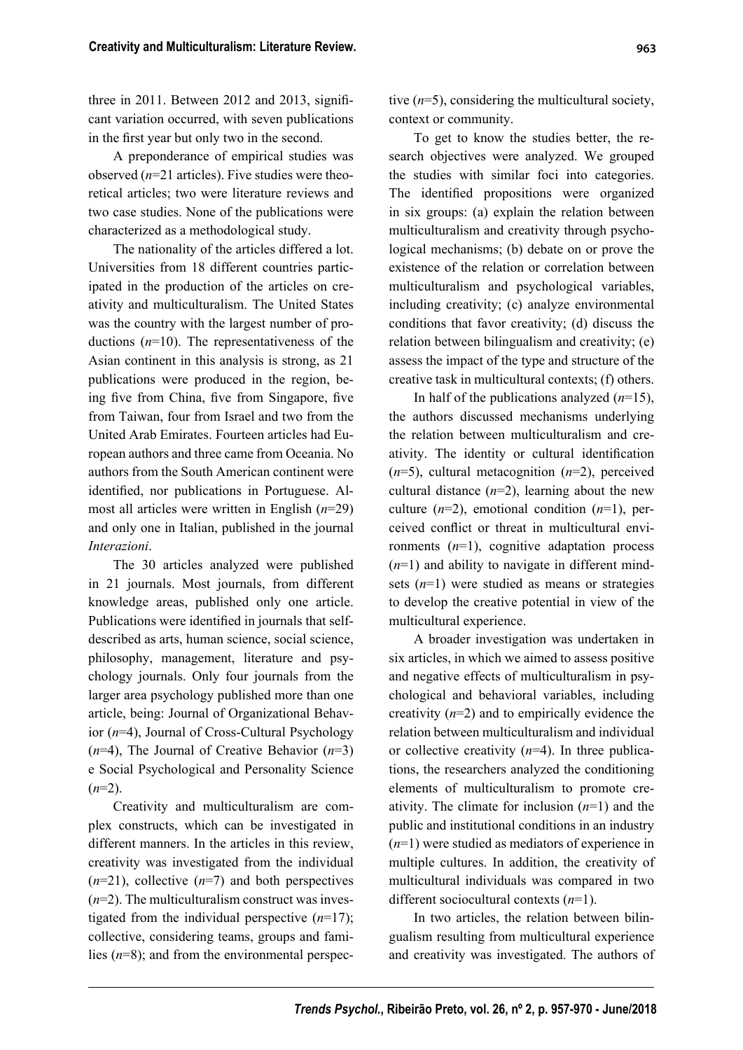three in 2011. Between 2012 and 2013, significant variation occurred, with seven publications in the first year but only two in the second.

A preponderance of empirical studies was observed (*n*=21 articles). Five studies were theoretical articles; two were literature reviews and two case studies. None of the publications were characterized as a methodological study.

The nationality of the articles differed a lot. Universities from 18 different countries participated in the production of the articles on creativity and multiculturalism. The United States was the country with the largest number of productions (*n*=10). The representativeness of the Asian continent in this analysis is strong, as 21 publications were produced in the region, being five from China, five from Singapore, five from Taiwan, four from Israel and two from the United Arab Emirates. Fourteen articles had European authors and three came from Oceania. No authors from the South American continent were identified, nor publications in Portuguese. Almost all articles were written in English (*n*=29) and only one in Italian, published in the journal *Interazioni*.

The 30 articles analyzed were published in 21 journals. Most journals, from different knowledge areas, published only one article. Publications were identified in journals that self-described as arts, human science, social science, philosophy, management, literature and psychology journals. Only four journals from the larger area psychology published more than one article, being: Journal of Organizational Behavior (*n*=4), Journal of Cross-Cultural Psychology (*n*=4), The Journal of Creative Behavior (*n*=3) e Social Psychological and Personality Science (*n*=2).

Creativity and multiculturalism are complex constructs, which can be investigated in different manners. In the articles in this review, creativity was investigated from the individual (*n*=21), collective (*n*=7) and both perspectives (*n*=2). The multiculturalism construct was investigated from the individual perspective (*n*=17); collective, considering teams, groups and families (*n*=8); and from the environmental perspective (*n*=5), considering the multicultural society, context or community.

To get to know the studies better, the research objectives were analyzed. We grouped the studies with similar foci into categories. The identified propositions were organized in six groups: (a) explain the relation between multiculturalism and creativity through psychological mechanisms; (b) debate on or prove the existence of the relation or correlation between multiculturalism and psychological variables, including creativity; (c) analyze environmental conditions that favor creativity; (d) discuss the relation between bilingualism and creativity; (e) assess the impact of the type and structure of the creative task in multicultural contexts; (f) others.

In half of the publications analyzed (*n*=15), the authors discussed mechanisms underlying the relation between multiculturalism and creativity. The identity or cultural identification (*n*=5), cultural metacognition (*n*=2), perceived cultural distance (*n*=2), learning about the new culture (*n*=2), emotional condition (*n*=1), perceived conflict or threat in multicultural environments (*n*=1), cognitive adaptation process (*n*=1) and ability to navigate in different mindsets (*n*=1) were studied as means or strategies to develop the creative potential in view of the multicultural experience.

A broader investigation was undertaken in six articles, in which we aimed to assess positive and negative effects of multiculturalism in psychological and behavioral variables, including creativity (*n*=2) and to empirically evidence the relation between multiculturalism and individual or collective creativity (*n*=4). In three publications, the researchers analyzed the conditioning elements of multiculturalism to promote creativity. The climate for inclusion (*n*=1) and the public and institutional conditions in an industry (*n*=1) were studied as mediators of experience in multiple cultures. In addition, the creativity of multicultural individuals was compared in two different sociocultural contexts (*n*=1).

In two articles, the relation between bilingualism resulting from multicultural experience and creativity was investigated. The authors of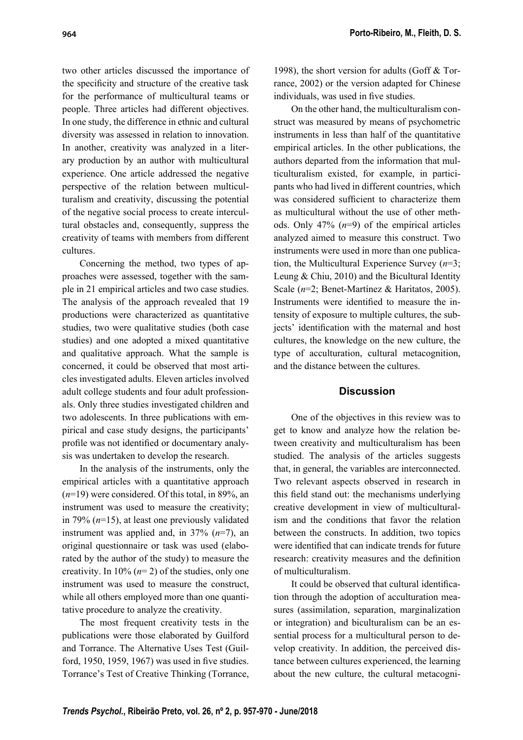two other articles discussed the importance of the specificity and structure of the creative task for the performance of multicultural teams or people. Three articles had different objectives. In one study, the difference in ethnic and cultural diversity was assessed in relation to innovation. In another, creativity was analyzed in a literary production by an author with multicultural experience. One article addressed the negative perspective of the relation between multiculturalism and creativity, discussing the potential of the negative social process to create intercultural obstacles and, consequently, suppress the creativity of teams with members from different cultures.

Concerning the method, two types of approaches were assessed, together with the sample in 21 empirical articles and two case studies. The analysis of the approach revealed that 19 productions were characterized as quantitative studies, two were qualitative studies (both case studies) and one adopted a mixed quantitative and qualitative approach. What the sample is concerned, it could be observed that most articles investigated adults. Eleven articles involved adult college students and four adult professionals. Only three studies investigated children and two adolescents. In three publications with empirical and case study designs, the participants' profile was not identified or documentary analysis was undertaken to develop the research.

In the analysis of the instruments, only the empirical articles with a quantitative approach (*n*=19) were considered. Of this total, in 89%, an instrument was used to measure the creativity; in 79% (*n*=15), at least one previously validated instrument was applied and, in 37% (*n*=7), an original questionnaire or task was used (elaborated by the author of the study) to measure the creativity. In 10% (*n*= 2) of the studies, only one instrument was used to measure the construct, while all others employed more than one quantitative procedure to analyze the creativity.

The most frequent creativity tests in the publications were those elaborated by Guilford and Torrance. The Alternative Uses Test (Guilford, 1950, 1959, 1967) was used in five studies. Torrance's Test of Creative Thinking (Torrance, 1998), the short version for adults (Goff & Torrance, 2002) or the version adapted for Chinese individuals, was used in five studies.

On the other hand, the multiculturalism construct was measured by means of psychometric instruments in less than half of the quantitative empirical articles. In the other publications, the authors departed from the information that multiculturalism existed, for example, in participants who had lived in different countries, which was considered sufficient to characterize them as multicultural without the use of other methods. Only 47% (*n*=9) of the empirical articles analyzed aimed to measure this construct. Two instruments were used in more than one publication, the Multicultural Experience Survey (*n*=3; Leung & Chiu, 2010) and the Bicultural Identity Scale (*n*=2; Benet-Martínez & Haritatos, 2005). Instruments were identified to measure the intensity of exposure to multiple cultures, the subjects' identification with the maternal and host cultures, the knowledge on the new culture, the type of acculturation, cultural metacognition, and the distance between the cultures.

## Discussion

One of the objectives in this review was to get to know and analyze how the relation between creativity and multiculturalism has been studied. The analysis of the articles suggests that, in general, the variables are interconnected. Two relevant aspects observed in research in this field stand out: the mechanisms underlying creative development in view of multiculturalism and the conditions that favor the relation between the constructs. In addition, two topics were identified that can indicate trends for future research: creativity measures and the definition of multiculturalism.

It could be observed that cultural identification through the adoption of acculturation measures (assimilation, separation, marginalization or integration) and biculturalism can be an essential process for a multicultural person to develop creativity. In addition, the perceived distance between cultures experienced, the learning about the new culture, the cultural metacogni-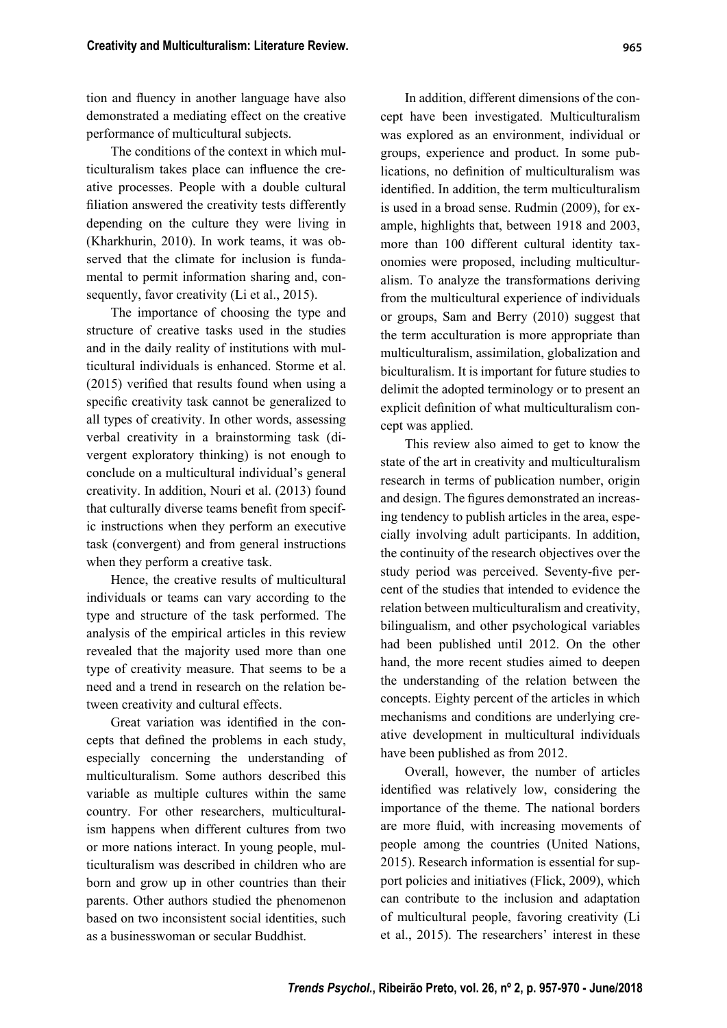tion and fluency in another language have also demonstrated a mediating effect on the creative performance of multicultural subjects.

The conditions of the context in which multiculturalism takes place can influence the creative processes. People with a double cultural filiation answered the creativity tests differently depending on the culture they were living in (Kharkhurin, 2010). In work teams, it was observed that the climate for inclusion is fundamental to permit information sharing and, consequently, favor creativity (Li et al., 2015).

The importance of choosing the type and structure of creative tasks used in the studies and in the daily reality of institutions with multicultural individuals is enhanced. Storme et al. (2015) verified that results found when using a specific creativity task cannot be generalized to all types of creativity. In other words, assessing verbal creativity in a brainstorming task (divergent exploratory thinking) is not enough to conclude on a multicultural individual's general creativity. In addition, Nouri et al. (2013) found that culturally diverse teams benefit from specific instructions when they perform an executive task (convergent) and from general instructions when they perform a creative task.

Hence, the creative results of multicultural individuals or teams can vary according to the type and structure of the task performed. The analysis of the empirical articles in this review revealed that the majority used more than one type of creativity measure. That seems to be a need and a trend in research on the relation between creativity and cultural effects.

Great variation was identified in the concepts that defined the problems in each study, especially concerning the understanding of multiculturalism. Some authors described this variable as multiple cultures within the same country. For other researchers, multiculturalism happens when different cultures from two or more nations interact. In young people, multiculturalism was described in children who are born and grow up in other countries than their parents. Other authors studied the phenomenon based on two inconsistent social identities, such as a businesswoman or secular Buddhist.

In addition, different dimensions of the concept have been investigated. Multiculturalism was explored as an environment, individual or groups, experience and product. In some publications, no definition of multiculturalism was identified. In addition, the term multiculturalism is used in a broad sense. Rudmin (2009), for example, highlights that, between 1918 and 2003, more than 100 different cultural identity taxonomies were proposed, including multiculturalism. To analyze the transformations deriving from the multicultural experience of individuals or groups, Sam and Berry (2010) suggest that the term acculturation is more appropriate than multiculturalism, assimilation, globalization and biculturalism. It is important for future studies to delimit the adopted terminology or to present an explicit definition of what multiculturalism concept was applied.

This review also aimed to get to know the state of the art in creativity and multiculturalism research in terms of publication number, origin and design. The figures demonstrated an increasing tendency to publish articles in the area, especially involving adult participants. In addition, the continuity of the research objectives over the study period was perceived. Seventy-five percent of the studies that intended to evidence the relation between multiculturalism and creativity, bilingualism, and other psychological variables had been published until 2012. On the other hand, the more recent studies aimed to deepen the understanding of the relation between the concepts. Eighty percent of the articles in which mechanisms and conditions are underlying creative development in multicultural individuals have been published as from 2012.

Overall, however, the number of articles identified was relatively low, considering the importance of the theme. The national borders are more fluid, with increasing movements of people among the countries (United Nations, 2015). Research information is essential for support policies and initiatives (Flick, 2009), which can contribute to the inclusion and adaptation of multicultural people, favoring creativity (Li et al., 2015). The researchers' interest in these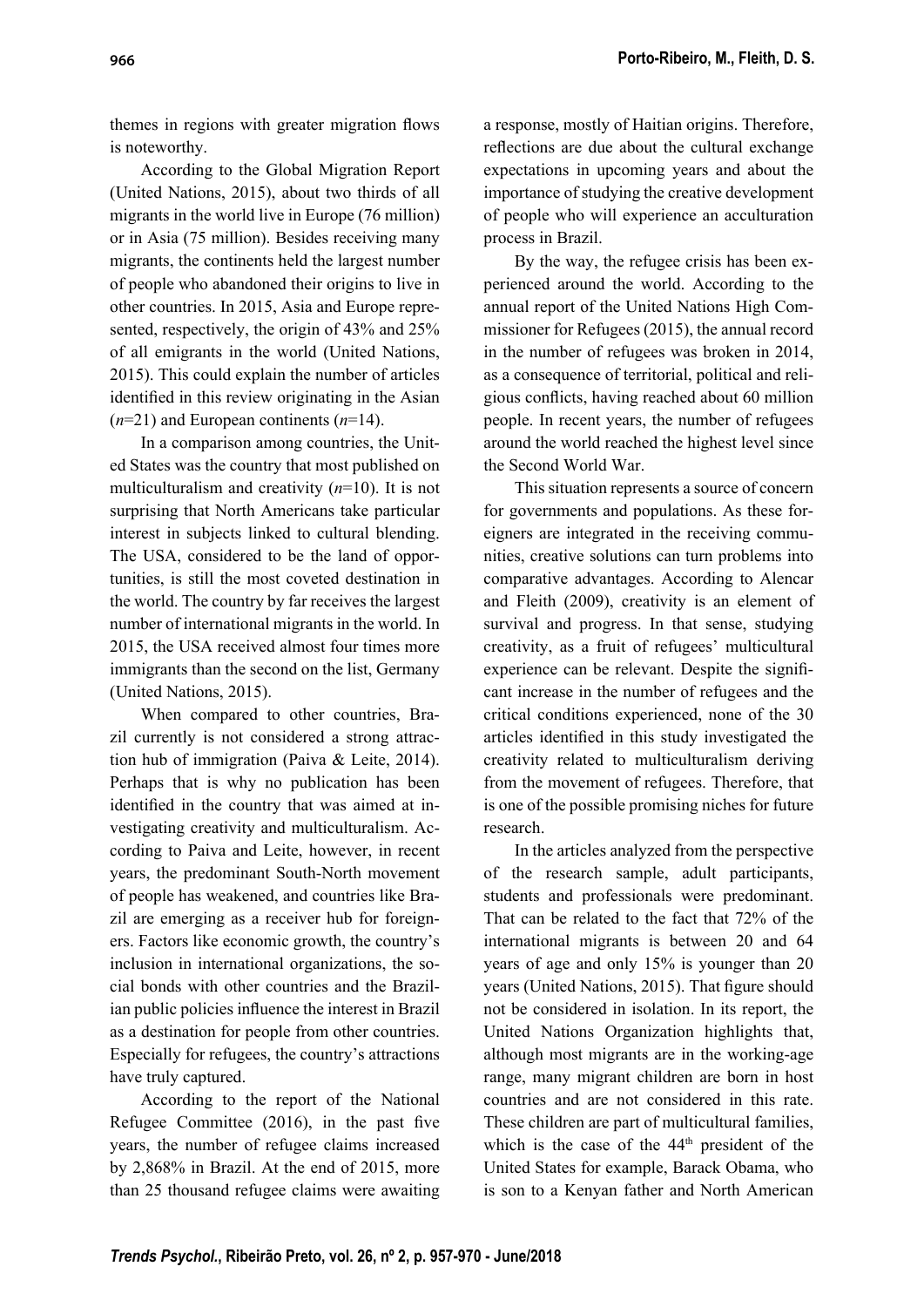themes in regions with greater migration flows is noteworthy.

According to the Global Migration Report (United Nations, 2015), about two thirds of all migrants in the world live in Europe (76 million) or in Asia (75 million). Besides receiving many migrants, the continents held the largest number of people who abandoned their origins to live in other countries. In 2015, Asia and Europe represented, respectively, the origin of 43% and 25% of all emigrants in the world (United Nations, 2015). This could explain the number of articles identified in this review originating in the Asian (*n*=21) and European continents (*n*=14).

In a comparison among countries, the United States was the country that most published on multiculturalism and creativity (*n*=10). It is not surprising that North Americans take particular interest in subjects linked to cultural blending. The USA, considered to be the land of opportunities, is still the most coveted destination in the world. The country by far receives the largest number of international migrants in the world. In 2015, the USA received almost four times more immigrants than the second on the list, Germany (United Nations, 2015).

When compared to other countries, Brazil currently is not considered a strong attraction hub of immigration (Paiva & Leite, 2014). Perhaps that is why no publication has been identified in the country that was aimed at investigating creativity and multiculturalism. According to Paiva and Leite, however, in recent years, the predominant South-North movement of people has weakened, and countries like Brazil are emerging as a receiver hub for foreigners. Factors like economic growth, the country's inclusion in international organizations, the social bonds with other countries and the Brazilian public policies influence the interest in Brazil as a destination for people from other countries. Especially for refugees, the country's attractions have truly captured.

According to the report of the National Refugee Committee (2016), in the past five years, the number of refugee claims increased by 2,868% in Brazil. At the end of 2015, more than 25 thousand refugee claims were awaiting a response, mostly of Haitian origins. Therefore, reflections are due about the cultural exchange expectations in upcoming years and about the importance of studying the creative development of people who will experience an acculturation process in Brazil.

By the way, the refugee crisis has been experienced around the world. According to the annual report of the United Nations High Commissioner for Refugees (2015), the annual record in the number of refugees was broken in 2014, as a consequence of territorial, political and religious conflicts, having reached about 60 million people. In recent years, the number of refugees around the world reached the highest level since the Second World War.

This situation represents a source of concern for governments and populations. As these foreigners are integrated in the receiving communities, creative solutions can turn problems into comparative advantages. According to Alencar and Fleith (2009), creativity is an element of survival and progress. In that sense, studying creativity, as a fruit of refugees' multicultural experience can be relevant. Despite the significant increase in the number of refugees and the critical conditions experienced, none of the 30 articles identified in this study investigated the creativity related to multiculturalism deriving from the movement of refugees. Therefore, that is one of the possible promising niches for future research.

In the articles analyzed from the perspective of the research sample, adult participants, students and professionals were predominant. That can be related to the fact that 72% of the international migrants is between 20 and 64 years of age and only 15% is younger than 20 years (United Nations, 2015). That figure should not be considered in isolation. In its report, the United Nations Organization highlights that, although most migrants are in the working-age range, many migrant children are born in host countries and are not considered in this rate. These children are part of multicultural families, which is the case of the 44th president of the United States for example, Barack Obama, who is son to a Kenyan father and North American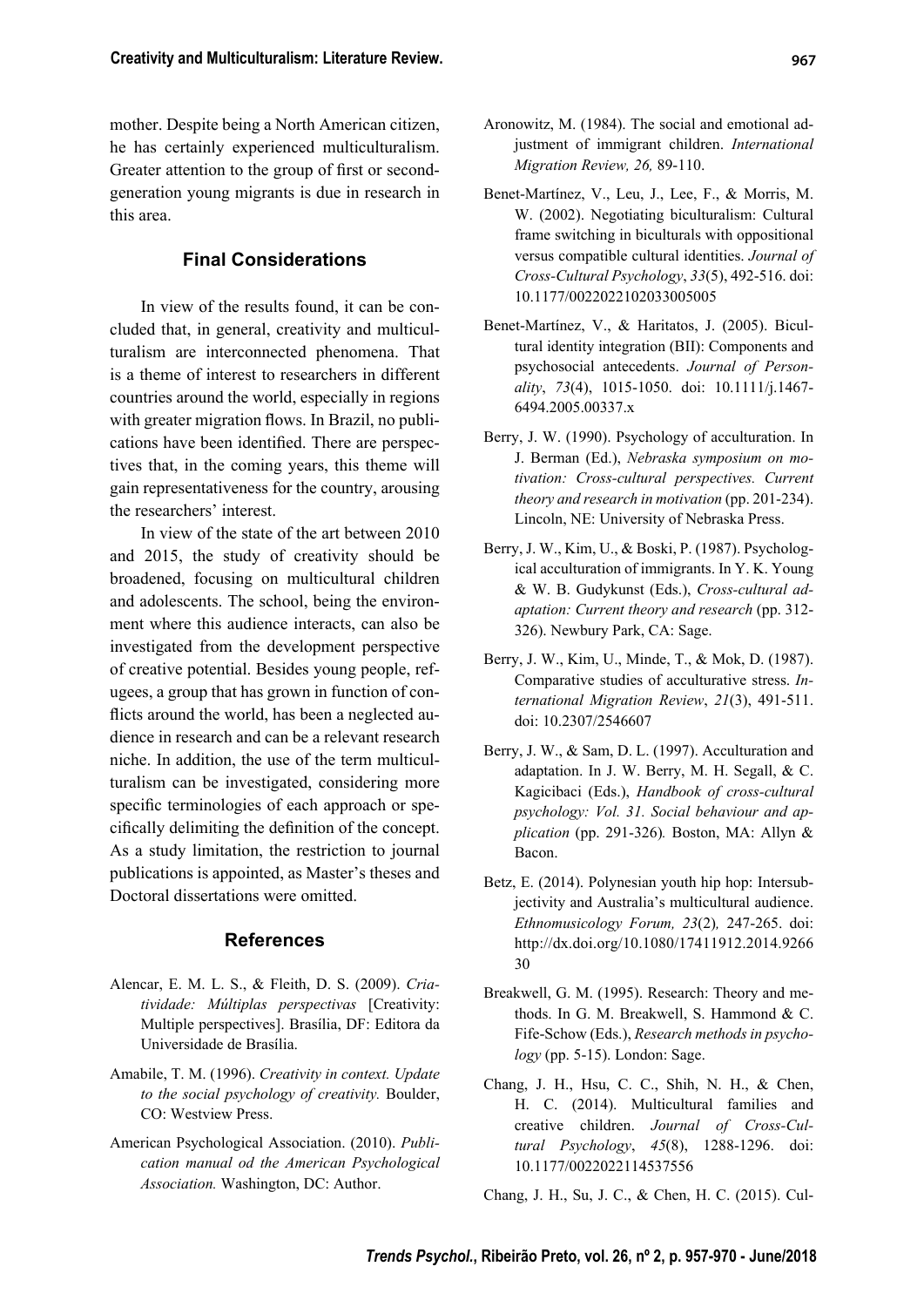mother. Despite being a North American citizen, he has certainly experienced multiculturalism. Greater attention to the group of first or second-generation young migrants is due in research in this area.

## Final Considerations

In view of the results found, it can be concluded that, in general, creativity and multiculturalism are interconnected phenomena. That is a theme of interest to researchers in different countries around the world, especially in regions with greater migration flows. In Brazil, no publications have been identified. There are perspectives that, in the coming years, this theme will gain representativeness for the country, arousing the researchers' interest.

In view of the state of the art between 2010 and 2015, the study of creativity should be broadened, focusing on multicultural children and adolescents. The school, being the environment where this audience interacts, can also be investigated from the development perspective of creative potential. Besides young people, refugees, a group that has grown in function of conflicts around the world, has been a neglected audience in research and can be a relevant research niche. In addition, the use of the term multiculturalism can be investigated, considering more specific terminologies of each approach or specifically delimiting the definition of the concept. As a study limitation, the restriction to journal publications is appointed, as Master's theses and Doctoral dissertations were omitted.

## References

Alencar, E. M. L. S., & Fleith, D. S. (2009). *Criatividade: Múltiplas perspectivas* [Creativity: Multiple perspectives]. Brasília, DF: Editora da Universidade de Brasília.

Amabile, T. M. (1996). *Creativity in context. Update to the social psychology of creativity.* Boulder, CO: Westview Press.

American Psychological Association. (2010). *Publication manual od the American Psychological Association.* Washington, DC: Author.

Aronowitz, M. (1984). The social and emotional adjustment of immigrant children. *International Migration Review, 26,* 89-110.

Benet-Martínez, V., Leu, J., Lee, F., & Morris, M. W. (2002). Negotiating biculturalism: Cultural frame switching in biculturals with oppositional versus compatible cultural identities. *Journal of Cross-Cultural Psychology*, *33*(5), 492-516. doi: 10.1177/0022022102033005005

Benet-Martínez, V., & Haritatos, J. (2005). Bicultural identity integration (BII): Components and psychosocial antecedents. *Journal of Personality*, *73*(4), 1015-1050. doi: 10.1111/j.1467-6494.2005.00337.x

Berry, J. W. (1990). Psychology of acculturation. In J. Berman (Ed.), *Nebraska symposium on motivation: Cross-cultural perspectives. Current theory and research in motivation* (pp. 201-234). Lincoln, NE: University of Nebraska Press.

Berry, J. W., Kim, U., & Boski, P. (1987). Psychological acculturation of immigrants. In Y. K. Young & W. B. Gudykunst (Eds.), *Cross-cultural adaptation: Current theory and research* (pp. 312-326). Newbury Park, CA: Sage.

Berry, J. W., Kim, U., Minde, T., & Mok, D. (1987). Comparative studies of acculturative stress. *International Migration Review*, *21*(3), 491-511. doi: 10.2307/2546607

Berry, J. W., & Sam, D. L. (1997). Acculturation and adaptation. In J. W. Berry, M. H. Segall, & C. Kagicibaci (Eds.), *Handbook of cross-cultural psychology: Vol. 31. Social behaviour and application* (pp. 291-326)*.* Boston, MA: Allyn & Bacon.

Betz, E. (2014). Polynesian youth hip hop: Intersubjectivity and Australia's multicultural audience. *Ethnomusicology Forum, 23*(2)*,* 247-265. doi: http://dx.doi.org/10.1080/17411912.2014.926630

Breakwell, G. M. (1995). Research: Theory and methods. In G. M. Breakwell, S. Hammond & C. Fife-Schow (Eds.), *Research methods in psychology* (pp. 5-15). London: Sage.

Chang, J. H., Hsu, C. C., Shih, N. H., & Chen, H. C. (2014). Multicultural families and creative children. *Journal of Cross-Cultural Psychology*, *45*(8), 1288-1296. doi: 10.1177/0022022114537556

Chang, J. H., Su, J. C., & Chen, H. C. (2015). Cul-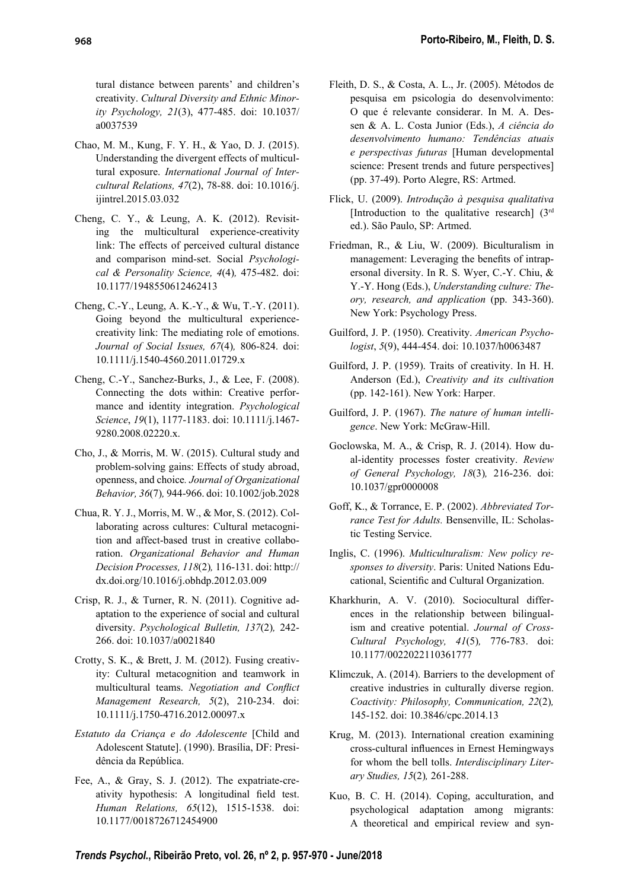tural distance between parents' and children's creativity. *Cultural Diversity and Ethnic Minority Psychology, 21*(3), 477-485. doi: 10.1037/a0037539

Chao, M. M., Kung, F. Y. H., & Yao, D. J. (2015). Understanding the divergent effects of multicultural exposure. *International Journal of Intercultural Relations, 47*(2), 78-88. doi: 10.1016/j.ijintrel.2015.03.032

Cheng, C. Y., & Leung, A. K. (2012). Revisiting the multicultural experience-creativity link: The effects of perceived cultural distance and comparison mind-set. Social *Psychological & Personality Science, 4*(4)*,* 475-482. doi: 10.1177/1948550612462413

Cheng, C.-Y., Leung, A. K.-Y., & Wu, T.-Y. (2011). Going beyond the multicultural experience-creativity link: The mediating role of emotions. *Journal of Social Issues, 67*(4)*,* 806-824. doi: 10.1111/j.1540-4560.2011.01729.x

Cheng, C.-Y., Sanchez-Burks, J., & Lee, F. (2008). Connecting the dots within: Creative performance and identity integration. *Psychological Science*, *19*(1), 1177-1183. doi: 10.1111/j.1467-9280.2008.02220.x.

Cho, J., & Morris, M. W. (2015). Cultural study and problem-solving gains: Effects of study abroad, openness, and choice*. Journal of Organizational Behavior, 36*(7)*,* 944-966. doi: 10.1002/job.2028

Chua, R. Y. J., Morris, M. W., & Mor, S. (2012). Collaborating across cultures: Cultural metacognition and affect-based trust in creative collaboration. *Organizational Behavior and Human Decision Processes, 118*(2)*,* 116-131. doi: http://dx.doi.org/10.1016/j.obhdp.2012.03.009

Crisp, R. J., & Turner, R. N. (2011). Cognitive adaptation to the experience of social and cultural diversity. *Psychological Bulletin, 137*(2)*,* 242-266. doi: 10.1037/a0021840

Crotty, S. K., & Brett, J. M. (2012). Fusing creativity: Cultural metacognition and teamwork in multicultural teams. *Negotiation and Conflict Management Research, 5*(2), 210-234. doi: 10.1111/j.1750-4716.2012.00097.x

*Estatuto da Criança e do Adolescente* [Child and Adolescent Statute]. (1990). Brasília, DF: Presidência da República.

Fee, A., & Gray, S. J. (2012). The expatriate-creativity hypothesis: A longitudinal field test. *Human Relations, 65*(12), 1515-1538. doi: 10.1177/0018726712454900

Fleith, D. S., & Costa, A. L., Jr. (2005). Métodos de pesquisa em psicologia do desenvolvimento: O que é relevante considerar. In M. A. Dessen & A. L. Costa Junior (Eds.), *A ciência do desenvolvimento humano: Tendências atuais e perspectivas futuras* [Human developmental science: Present trends and future perspectives] (pp. 37-49). Porto Alegre, RS: Artmed.

Flick, U. (2009). *Introdução à pesquisa qualitativa* [Introduction to the qualitative research] (3rd ed.). São Paulo, SP: Artmed.

Friedman, R., & Liu, W. (2009). Biculturalism in management: Leveraging the benefits of intrapersonal diversity. In R. S. Wyer, C.-Y. Chiu, & Y.-Y. Hong (Eds.), *Understanding culture: Theory, research, and application* (pp. 343-360). New York: Psychology Press.

Guilford, J. P. (1950). Creativity. *American Psychologist*, *5*(9), 444-454. doi: 10.1037/h0063487

Guilford, J. P. (1959). Traits of creativity. In H. H. Anderson (Ed.), *Creativity and its cultivation* (pp. 142-161). New York: Harper.

Guilford, J. P. (1967). *The nature of human intelligence*. New York: McGraw-Hill.

Goclowska, M. A., & Crisp, R. J. (2014). How dual-identity processes foster creativity. *Review of General Psychology, 18*(3)*,* 216-236. doi: 10.1037/gpr0000008

Goff, K., & Torrance, E. P. (2002). *Abbreviated Torrance Test for Adults.* Bensenville, IL: Scholastic Testing Service.

Inglis, C. (1996). *Multiculturalism: New policy responses to diversity*. Paris: United Nations Educational, Scientific and Cultural Organization.

Kharkhurin, A. V. (2010). Sociocultural differences in the relationship between bilingualism and creative potential. *Journal of Cross-Cultural Psychology, 41*(5)*,* 776-783. doi: 10.1177/0022022110361777

Klimczuk, A. (2014). Barriers to the development of creative industries in culturally diverse region. *Coactivity: Philosophy, Communication, 22*(2)*,* 145-152. doi: 10.3846/cpc.2014.13

Krug, M. (2013). International creation examining cross-cultural influences in Ernest Hemingways for whom the bell tolls. *Interdisciplinary Literary Studies, 15*(2)*,* 261-288.

Kuo, B. C. H. (2014). Coping, acculturation, and psychological adaptation among migrants: A theoretical and empirical review and syn-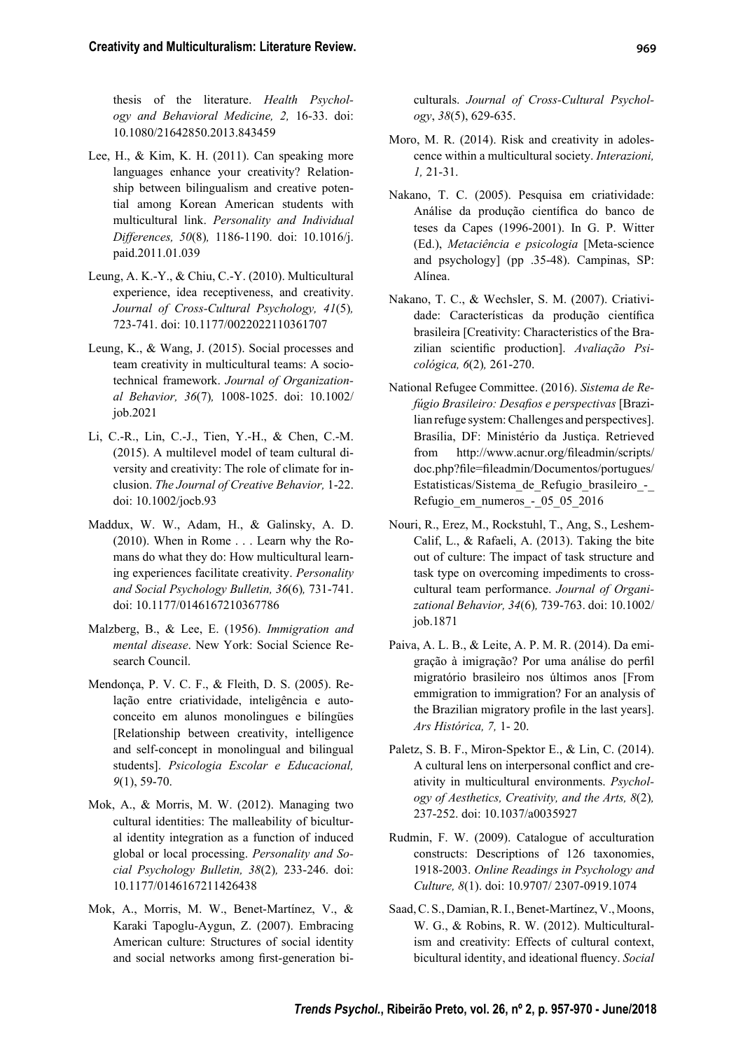thesis of the literature. *Health Psychology and Behavioral Medicine, 2,* 16-33. doi: 10.1080/21642850.2013.843459

Lee, H., & Kim, K. H. (2011). Can speaking more languages enhance your creativity? Relationship between bilingualism and creative potential among Korean American students with multicultural link. *Personality and Individual Differences, 50*(8)*,* 1186-1190. doi: 10.1016/j.paid.2011.01.039

Leung, A. K.-Y., & Chiu, C.-Y. (2010). Multicultural experience, idea receptiveness, and creativity. *Journal of Cross-Cultural Psychology, 41*(5)*,* 723-741. doi: 10.1177/0022022110361707

Leung, K., & Wang, J. (2015). Social processes and team creativity in multicultural teams: A sociotechnical framework. *Journal of Organizational Behavior, 36*(7)*,* 1008-1025. doi: 10.1002/job.2021

Li, C.-R., Lin, C.-J., Tien, Y.-H., & Chen, C.-M. (2015). A multilevel model of team cultural diversity and creativity: The role of climate for inclusion. *The Journal of Creative Behavior,* 1-22. doi: 10.1002/jocb.93

Maddux, W. W., Adam, H., & Galinsky, A. D. (2010). When in Rome . . . Learn why the Romans do what they do: How multicultural learning experiences facilitate creativity. *Personality and Social Psychology Bulletin, 36*(6)*,* 731-741. doi: 10.1177/0146167210367786

Malzberg, B., & Lee, E. (1956). *Immigration and mental disease*. New York: Social Science Research Council.

Mendonça, P. V. C. F., & Fleith, D. S. (2005). Relação entre criatividade, inteligência e autoconceito em alunos monolingues e bilíngües [Relationship between creativity, intelligence and self-concept in monolingual and bilingual students]. *Psicologia Escolar e Educacional, 9*(1), 59-70.

Mok, A., & Morris, M. W. (2012). Managing two cultural identities: The malleability of bicultural identity integration as a function of induced global or local processing. *Personality and Social Psychology Bulletin, 38*(2)*,* 233-246. doi: 10.1177/0146167211426438

Mok, A., Morris, M. W., Benet-Martínez, V., & Karaki Tapoglu-Aygun, Z. (2007). Embracing American culture: Structures of social identity and social networks among first-generation biculturals. *Journal of Cross-Cultural Psychology*, *38*(5), 629-635.

Moro, M. R. (2014). Risk and creativity in adolescence within a multicultural society. *Interazioni, 1,* 21-31.

Nakano, T. C. (2005). Pesquisa em criatividade: Análise da produção científica do banco de teses da Capes (1996-2001). In G. P. Witter (Ed.), *Metaciência e psicologia* [Meta-science and psychology] (pp .35-48). Campinas, SP: Alínea.

Nakano, T. C., & Wechsler, S. M. (2007). Criatividade: Características da produção científica brasileira [Creativity: Characteristics of the Brazilian scientific production]. *Avaliação Psicológica, 6*(2)*,* 261-270.

National Refugee Committee. (2016). *Sistema de Refúgio Brasileiro: Desafios e perspectivas* [Brazilian refuge system: Challenges and perspectives]. Brasília, DF: Ministério da Justiça. Retrieved from http://www.acnur.org/fileadmin/scripts/doc.php?file=fileadmin/Documentos/portugues/Estatisticas/Sistema_de_Refugio_brasileiro_-_Refugio_em_numeros_-_05_05_2016

Nouri, R., Erez, M., Rockstuhl, T., Ang, S., Leshem-Calif, L., & Rafaeli, A. (2013). Taking the bite out of culture: The impact of task structure and task type on overcoming impediments to cross-cultural team performance. *Journal of Organizational Behavior, 34*(6)*,* 739-763. doi: 10.1002/job.1871

Paiva, A. L. B., & Leite, A. P. M. R. (2014). Da emigração à imigração? Por uma análise do perfil migratório brasileiro nos últimos anos [From emmigration to immigration? For an analysis of the Brazilian migratory profile in the last years]. *Ars Histórica, 7,* 1- 20.

Paletz, S. B. F., Miron-Spektor E., & Lin, C. (2014). A cultural lens on interpersonal conflict and creativity in multicultural environments. *Psychology of Aesthetics, Creativity, and the Arts, 8*(2)*,* 237-252. doi: 10.1037/a0035927

Rudmin, F. W. (2009). Catalogue of acculturation constructs: Descriptions of 126 taxonomies, 1918-2003. *Online Readings in Psychology and Culture, 8*(1). doi: 10.9707/ 2307-0919.1074

Saad, C. S., Damian, R. I., Benet-Martínez, V., Moons, W. G., & Robins, R. W. (2012). Multiculturalism and creativity: Effects of cultural context, bicultural identity, and ideational fluency. *Social*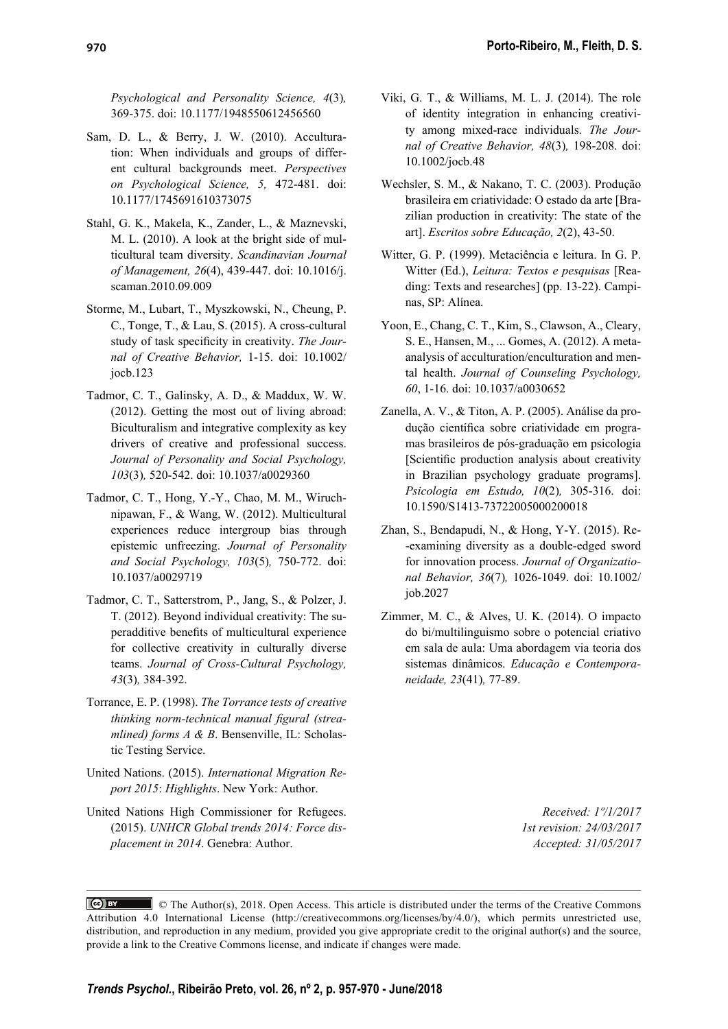*Psychological and Personality Science, 4*(3)*,* 369-375. doi: 10.1177/1948550612456560

Sam, D. L., & Berry, J. W. (2010). Acculturation: When individuals and groups of different cultural backgrounds meet. *Perspectives on Psychological Science, 5,* 472-481. doi: 10.1177/1745691610373075

Stahl, G. K., Makela, K., Zander, L., & Maznevski, M. L. (2010). A look at the bright side of multicultural team diversity. *Scandinavian Journal of Management, 26*(4), 439-447. doi: 10.1016/j.scaman.2010.09.009

Storme, M., Lubart, T., Myszkowski, N., Cheung, P. C., Tonge, T., & Lau, S. (2015). A cross-cultural study of task specificity in creativity. *The Journal of Creative Behavior,* 1-15. doi: 10.1002/jocb.123

Tadmor, C. T., Galinsky, A. D., & Maddux, W. W. (2012). Getting the most out of living abroad: Biculturalism and integrative complexity as key drivers of creative and professional success. *Journal of Personality and Social Psychology, 103*(3)*,* 520-542. doi: 10.1037/a0029360

Tadmor, C. T., Hong, Y.-Y., Chao, M. M., Wiruchnipawan, F., & Wang, W. (2012). Multicultural experiences reduce intergroup bias through epistemic unfreezing. *Journal of Personality and Social Psychology, 103*(5)*,* 750-772. doi: 10.1037/a0029719

Tadmor, C. T., Satterstrom, P., Jang, S., & Polzer, J. T. (2012). Beyond individual creativity: The superadditive benefits of multicultural experience for collective creativity in culturally diverse teams. *Journal of Cross-Cultural Psychology, 43*(3)*,* 384-392.

Torrance, E. P. (1998). *The Torrance tests of creative thinking norm-technical manual figural (streamlined) forms A & B*. Bensenville, IL: Scholastic Testing Service.

United Nations. (2015). *International Migration Report 2015*: *Highlights*. New York: Author.

United Nations High Commissioner for Refugees. (2015). *UNHCR Global trends 2014: Force displacement in 2014*. Genebra: Author.

Viki, G. T., & Williams, M. L. J. (2014). The role of identity integration in enhancing creativity among mixed-race individuals. *The Journal of Creative Behavior, 48*(3)*,* 198-208. doi: 10.1002/jocb.48

Wechsler, S. M., & Nakano, T. C. (2003). Produção brasileira em criatividade: O estado da arte [Brazilian production in creativity: The state of the art]. *Escritos sobre Educação, 2*(2), 43-50.

Witter, G. P. (1999). Metaciência e leitura. In G. P. Witter (Ed.), *Leitura: Textos e pesquisas* [Reading: Texts and researches] (pp. 13-22). Campinas, SP: Alínea.

Yoon, E., Chang, C. T., Kim, S., Clawson, A., Cleary, S. E., Hansen, M., ... Gomes, A. (2012). A meta-analysis of acculturation/enculturation and mental health. *Journal of Counseling Psychology, 60*, 1-16. doi: 10.1037/a0030652

Zanella, A. V., & Titon, A. P. (2005). Análise da produção científica sobre criatividade em programas brasileiros de pós-graduação em psicologia [Scientific production analysis about creativity in Brazilian psychology graduate programs]. *Psicologia em Estudo, 10*(2)*,* 305-316. doi: 10.1590/S1413-73722005000200018

Zhan, S., Bendapudi, N., & Hong, Y-Y. (2015). Re-examining diversity as a double-edged sword for innovation process. *Journal of Organizational Behavior, 36*(7)*,* 1026-1049. doi: 10.1002/job.2027

Zimmer, M. C., & Alves, U. K. (2014). O impacto do bi/multilinguismo sobre o potencial criativo em sala de aula: Uma abordagem via teoria dos sistemas dinâmicos. *Educação e Contemporaneidade, 23*(41)*,* 77-89.

*Received: 1º/1/2017*
*1st revision: 24/03/2017*
*Accepted: 31/05/2017*

© The Author(s), 2018. Open Access. This article is distributed under the terms of the Creative Commons Attribution 4.0 International License (http://creativecommons.org/licenses/by/4.0/), which permits unrestricted use, distribution, and reproduction in any medium, provided you give appropriate credit to the original author(s) and the source, provide a link to the Creative Commons license, and indicate if changes were made.